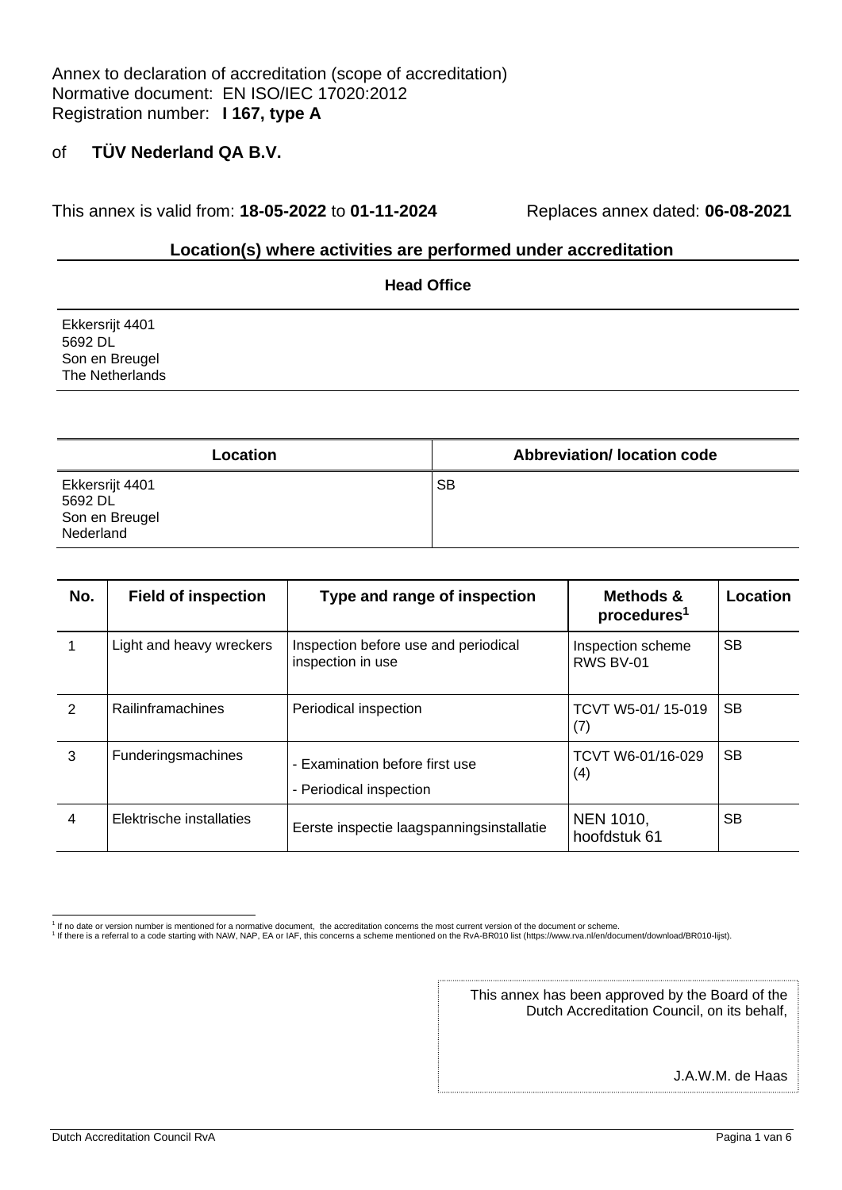Annex to declaration of accreditation (scope of accreditation)
Normative document: EN ISO/IEC 17020:2012
Registration number: **I 167, type A**

of **TÜV Nederland QA B.V.**

This annex is valid from: **18-05-2022** to **01-11-2024** Replaces annex dated: **06-08-2021**

## Location(s) where activities are performed under accreditation

### Head Office

Ekkersrijt 4401
5692 DL
Son en Breugel
The Netherlands

| Location | Abbreviation/ location code |
|---|---|
| Ekkersrijt 4401<br>5692 DL<br>Son en Breugel<br>Nederland | SB |

| No. | Field of inspection | Type and range of inspection | Methods & procedures[1] | Location |
|---|---|---|---|---|
| 1 | Light and heavy wreckers | Inspection before use and periodical inspection in use | Inspection scheme RWS BV-01 | SB |
| 2 | Railinframachines | Periodical inspection | TCVT W5-01/ 15-019 (7) | SB |
| 3 | Funderingsmachines | - Examination before first use<br>- Periodical inspection | TCVT W6-01/16-029 (4) | SB |
| 4 | Elektrische installaties | Eerste inspectie laagspanningsinstallatie | NEN 1010, hoofdstuk 61 | SB |

[1] If no date or version number is mentioned for a normative document, the accreditation concerns the most current version of the document or scheme.
[1] If there is a referral to a code starting with NAW, NAP, EA or IAF, this concerns a scheme mentioned on the RvA-BR010 list (https://www.rva.nl/en/document/download/BR010-lijst).

This annex has been approved by the Board of the Dutch Accreditation Council, on its behalf,

J.A.W.M. de Haas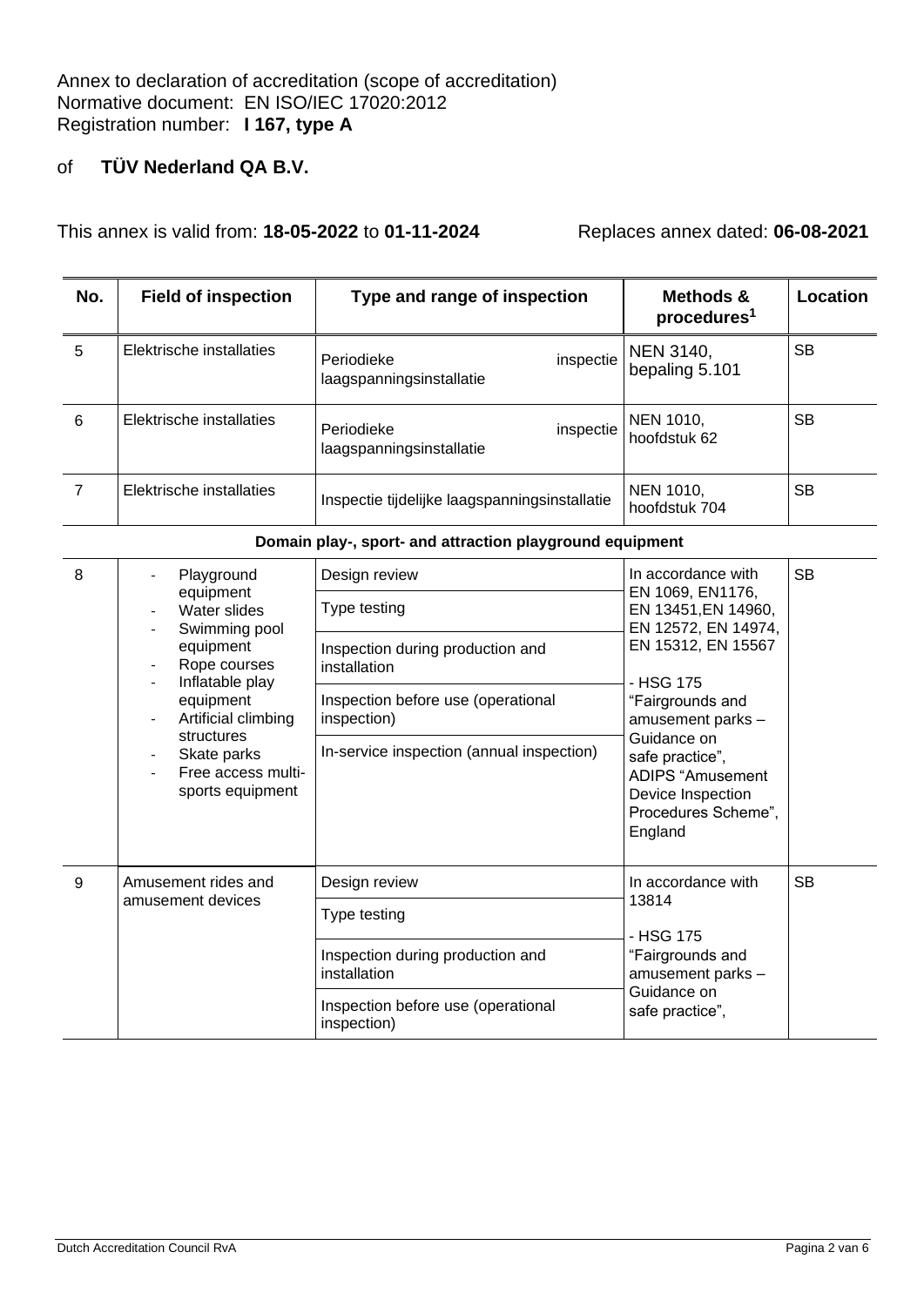Annex to declaration of accreditation (scope of accreditation)
Normative document: EN ISO/IEC 17020:2012
Registration number: **I 167, type A**

of **TÜV Nederland QA B.V.**

This annex is valid from: **18-05-2022** to **01-11-2024** Replaces annex dated: **06-08-2021**

| No. | Field of inspection | Type and range of inspection | Methods & procedures[1] | Location |
|---|---|---|---|---|
| 5 | Elektrische installaties | Periodieke inspectie laagspanningsinstallatie | NEN 3140, bepaling 5.101 | SB |
| 6 | Elektrische installaties | Periodieke inspectie laagspanningsinstallatie | NEN 1010, hoofdstuk 62 | SB |
| 7 | Elektrische installaties | Inspectie tijdelijke laagspanningsinstallatie | NEN 1010, hoofdstuk 704 | SB |
| | | **Domain play-, sport- and attraction playground equipment** | | |
| 8 | - Playground equipment<br>- Water slides<br>- Swimming pool equipment<br>- Rope courses<br>- Inflatable play equipment<br>- Artificial climbing structures<br>- Skate parks<br>- Free access multi-sports equipment | Design review<br>Type testing<br>Inspection during production and installation<br>Inspection before use (operational inspection)<br>In-service inspection (annual inspection) | In accordance with EN 1069, EN1176, EN 13451,EN 14960, EN 12572, EN 14974, EN 15312, EN 15567<br><br>- HSG 175 "Fairgrounds and amusement parks – Guidance on safe practice", ADIPS "Amusement Device Inspection Procedures Scheme", England | SB |
| 9 | Amusement rides and amusement devices | Design review<br>Type testing<br>Inspection during production and installation<br>Inspection before use (operational inspection) | In accordance with 13814<br><br>- HSG 175 "Fairgrounds and amusement parks – Guidance on safe practice", | SB |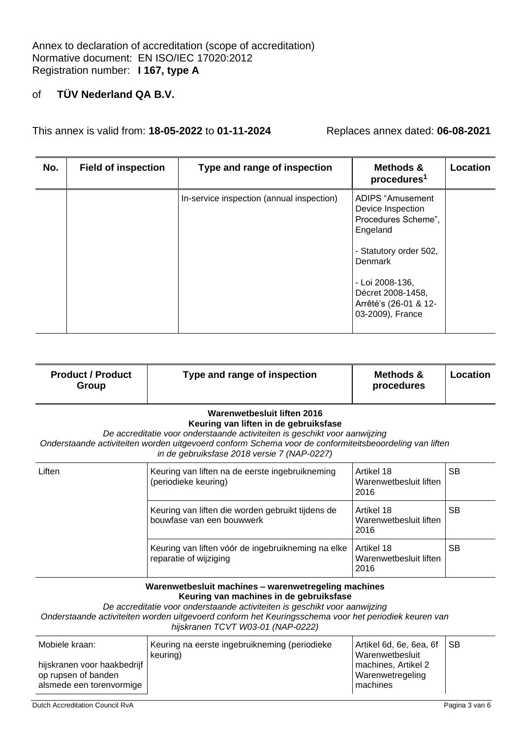Annex to declaration of accreditation (scope of accreditation)
Normative document: EN ISO/IEC 17020:2012
Registration number: **I 167, type A**

of **TÜV Nederland QA B.V.**

This annex is valid from: **18-05-2022** to **01-11-2024** Replaces annex dated: **06-08-2021**

| No. | Field of inspection | Type and range of inspection | Methods & procedures[1] | Location |
|---|---|---|---|---|
| | | In-service inspection (annual inspection) | ADIPS "Amusement Device Inspection Procedures Scheme", Engeland<br><br>- Statutory order 502, Denmark<br><br>- Loi 2008-136, Décret 2008-1458, Arrêté's (26-01 & 12-03-2009), France | |

| Product / Product Group | Type and range of inspection | Methods & procedures | Location |
|---|---|---|---|
| **Warenwetbesluit liften 2016**<br>**Keuring van liften in de gebruiksfase**<br>*De accreditatie voor onderstaande activiteiten is geschikt voor aanwijzing*<br>*Onderstaande activiteiten worden uitgevoerd conform Schema voor de conformiteitsbeoordeling van liften in de gebruiksfase 2018 versie 7 (NAP-0227)* | | | |
| Liften | Keuring van liften na de eerste ingebruikneming (periodieke keuring) | Artikel 18 Warenwetbesluit liften 2016 | SB |
| | Keuring van liften die worden gebruikt tijdens de bouwfase van een bouwwerk | Artikel 18 Warenwetbesluit liften 2016 | SB |
| | Keuring van liften vóór de ingebruikneming na elke reparatie of wijziging | Artikel 18 Warenwetbesluit liften 2016 | SB |
| **Warenwetbesluit machines – warenwetregeling machines**<br>**Keuring van machines in de gebruiksfase**<br>*De accreditatie voor onderstaande activiteiten is geschikt voor aanwijzing*<br>*Onderstaande activiteiten worden uitgevoerd conform het Keuringsschema voor het periodiek keuren van hijskranen TCVT W03-01 (NAP-0222)* | | | |
| Mobiele kraan:<br><br>hijskranen voor haakbedrijf op rupsen of banden alsmede een torenvormige | Keuring na eerste ingebruikneming (periodieke keuring) | Artikel 6d, 6e, 6ea, 6f Warenwetbesluit machines, Artikel 2 Warenwetregeling machines | SB |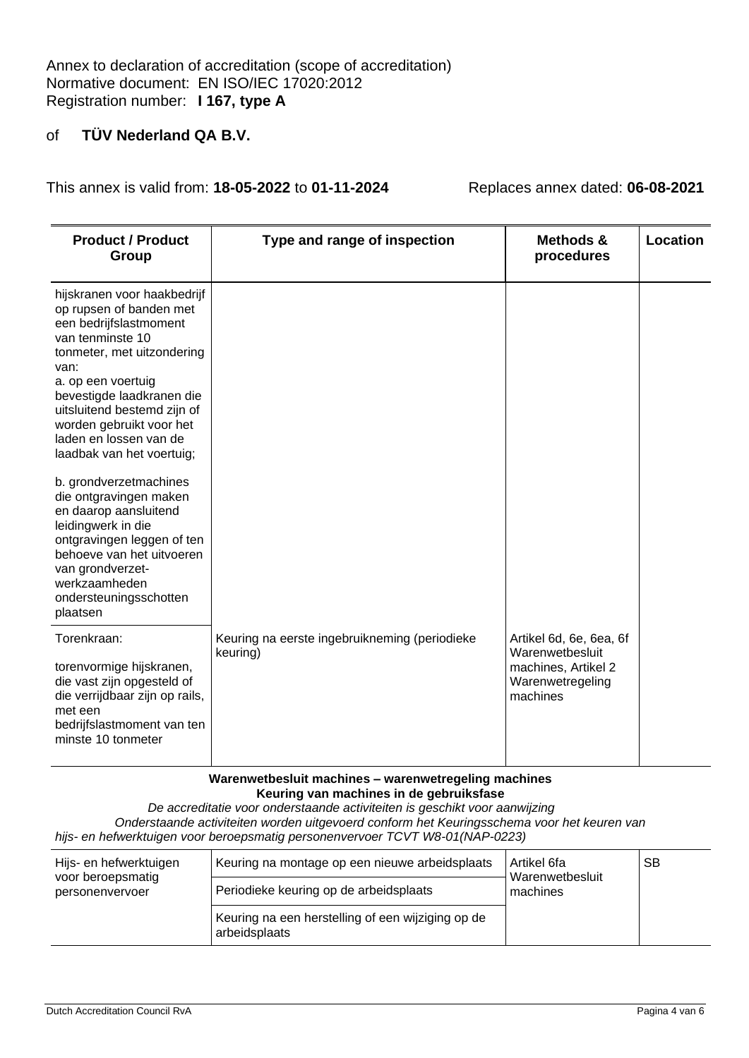Annex to declaration of accreditation (scope of accreditation)
Normative document: EN ISO/IEC 17020:2012
Registration number: **I 167, type A**

of **TÜV Nederland QA B.V.**

This annex is valid from: **18-05-2022** to **01-11-2024** Replaces annex dated: **06-08-2021**

| **Product / Product Group** | **Type and range of inspection** | **Methods & procedures** | **Location** |
|---|---|---|---|
| hijskranen voor haakbedrijf op rupsen of banden met een bedrijfslastmoment van tenminste 10 tonmeter, met uitzondering van:<br>a. op een voertuig bevestigde laadkranen die uitsluitend bestemd zijn of worden gebruikt voor het laden en lossen van de laadbak van het voertuig;<br><br>b. grondverzetmachines die ontgravingen maken en daarop aansluitend leidingwerk in die ontgravingen leggen of ten behoeve van het uitvoeren van grondverzet-werkzaamheden ondersteuningsschotten plaatsen | | | |
| Torenkraan:<br><br>torenvormige hijskranen, die vast zijn opgesteld of die verrijdbaar zijn op rails, met een bedrijfslastmoment van ten minste 10 tonmeter | Keuring na eerste ingebruikneming (periodieke keuring) | Artikel 6d, 6e, 6ea, 6f Warenwetbesluit machines, Artikel 2 Warenwetregeling machines | |

**Warenwetbesluit machines – warenwetregeling machines**
**Keuring van machines in de gebruiksfase**
*De accreditatie voor onderstaande activiteiten is geschikt voor aanwijzing*
*Onderstaande activiteiten worden uitgevoerd conform het Keuringsschema voor het keuren van hijs- en hefwerktuigen voor beroepsmatig personenvervoer TCVT W8-01(NAP-0223)*

| | | | |
|---|---|---|---|
| Hijs- en hefwerktuigen voor beroepsmatig personenvervoer | Keuring na montage op een nieuwe arbeidsplaats | Artikel 6fa Warenwetbesluit machines | SB |
| | Periodieke keuring op de arbeidsplaats | | |
| | Keuring na een herstelling of een wijziging op de arbeidsplaats | | |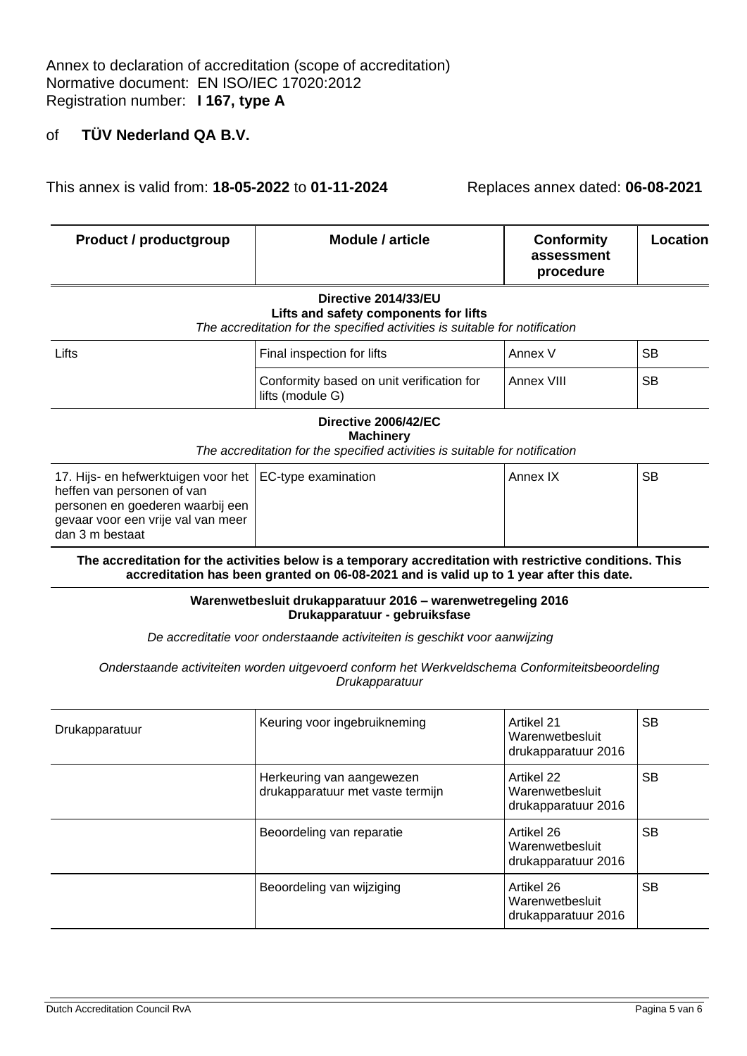Annex to declaration of accreditation (scope of accreditation)
Normative document: EN ISO/IEC 17020:2012
Registration number: **I 167, type A**

of **TÜV Nederland QA B.V.**

This annex is valid from: **18-05-2022** to **01-11-2024** Replaces annex dated: **06-08-2021**

| Product / productgroup | Module / article | Conformity assessment procedure | Location |
|---|---|---|---|
| **Directive 2014/33/EU** **Lifts and safety components for lifts** *The accreditation for the specified activities is suitable for notification* | | | |
| Lifts | Final inspection for lifts | Annex V | SB |
| | Conformity based on unit verification for lifts (module G) | Annex VIII | SB |
| **Directive 2006/42/EC** **Machinery** *The accreditation for the specified activities is suitable for notification* | | | |
| 17. Hijs- en hefwerktuigen voor het heffen van personen of van personen en goederen waarbij een gevaar voor een vrije val van meer dan 3 m bestaat | EC-type examination | Annex IX | SB |

**The accreditation for the activities below is a temporary accreditation with restrictive conditions. This accreditation has been granted on 06-08-2021 and is valid up to 1 year after this date.**

**Warenwetbesluit drukapparatuur 2016 – warenwetregeling 2016**
**Drukapparatuur - gebruiksfase**

*De accreditatie voor onderstaande activiteiten is geschikt voor aanwijzing*

*Onderstaande activiteiten worden uitgevoerd conform het Werkveldschema Conformiteitsbeoordeling Drukapparatuur*

| Product / productgroup | Module / article | Conformity assessment procedure | Location |
|---|---|---|---|
| Drukapparatuur | Keuring voor ingebruikneming | Artikel 21 Warenwetbesluit drukapparatuur 2016 | SB |
| | Herkeuring van aangewezen drukapparatuur met vaste termijn | Artikel 22 Warenwetbesluit drukapparatuur 2016 | SB |
| | Beoordeling van reparatie | Artikel 26 Warenwetbesluit drukapparatuur 2016 | SB |
| | Beoordeling van wijziging | Artikel 26 Warenwetbesluit drukapparatuur 2016 | SB |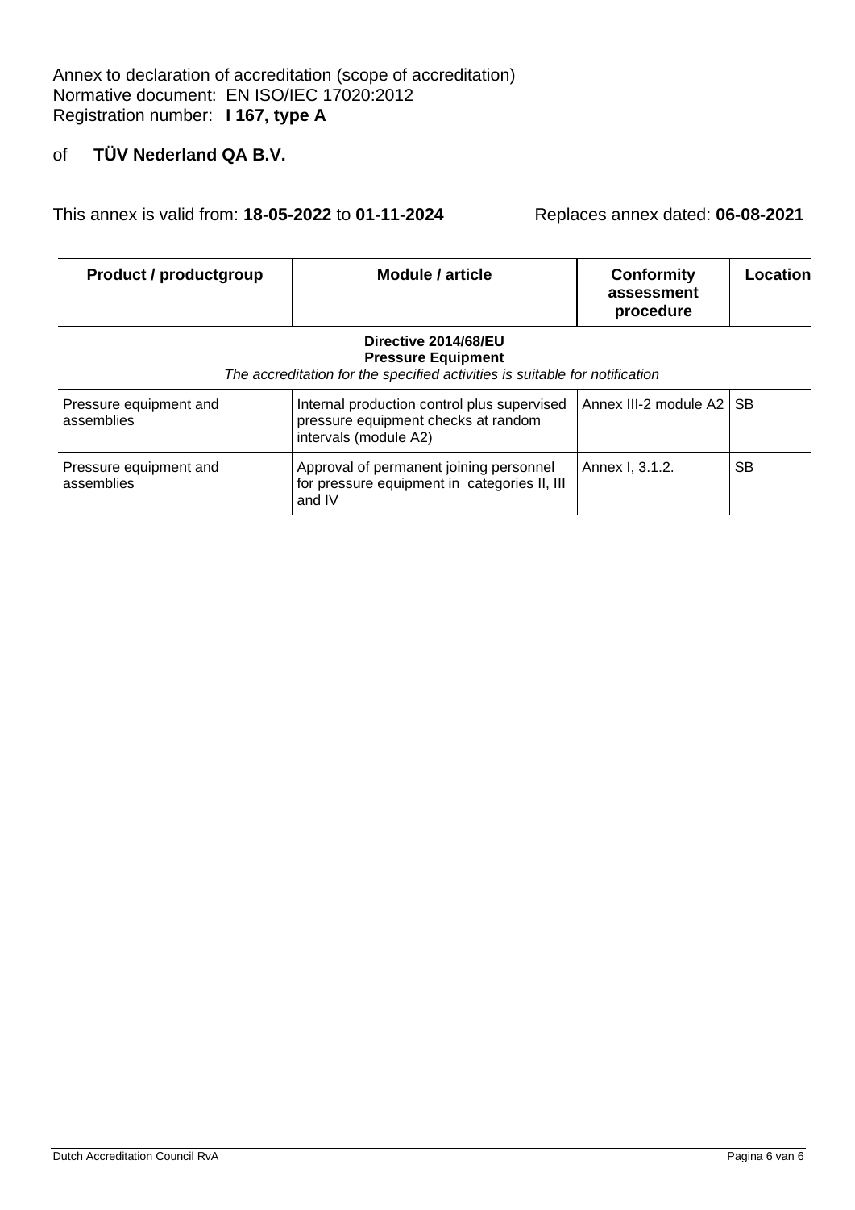Annex to declaration of accreditation (scope of accreditation)
Normative document: EN ISO/IEC 17020:2012
Registration number: **I 167, type A**

of **TÜV Nederland QA B.V.**

This annex is valid from: **18-05-2022** to **01-11-2024** Replaces annex dated: **06-08-2021**

| Product / productgroup | Module / article | Conformity assessment procedure | Location |
|---|---|---|---|
| **Directive 2014/68/EU** **Pressure Equipment** *The accreditation for the specified activities is suitable for notification* | | | |
| Pressure equipment and assemblies | Internal production control plus supervised pressure equipment checks at random intervals (module A2) | Annex III-2 module A2 | SB |
| Pressure equipment and assemblies | Approval of permanent joining personnel for pressure equipment in categories II, III and IV | Annex I, 3.1.2. | SB |